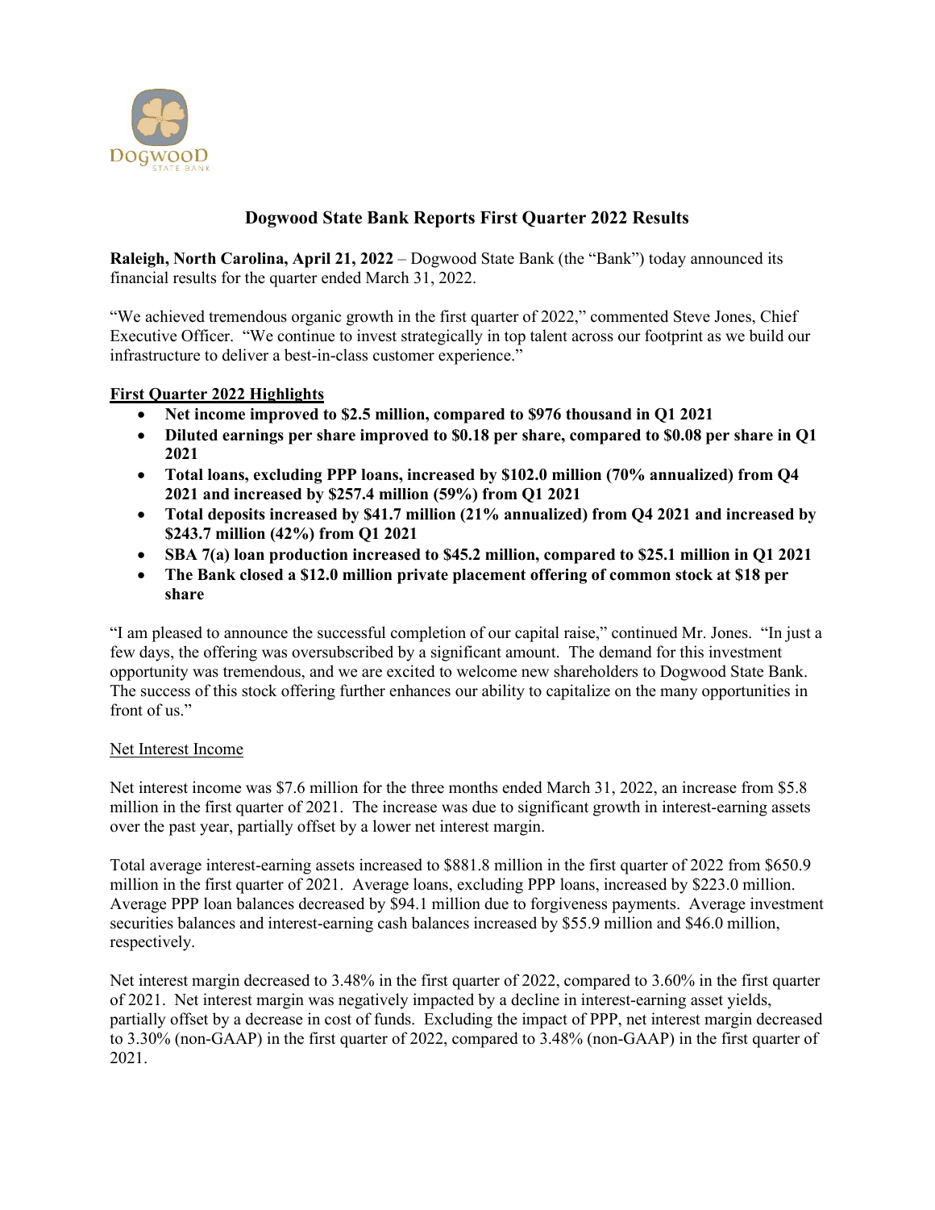# Dogwood State Bank Reports First Quarter 2022 Results

**Raleigh, North Carolina, April 21, 2022** – Dogwood State Bank (the "Bank") today announced its financial results for the quarter ended March 31, 2022.

"We achieved tremendous organic growth in the first quarter of 2022," commented Steve Jones, Chief Executive Officer. "We continue to invest strategically in top talent across our footprint as we build our infrastructure to deliver a best-in-class customer experience."

## First Quarter 2022 Highlights

- **Net income improved to $2.5 million, compared to $976 thousand in Q1 2021**
- **Diluted earnings per share improved to $0.18 per share, compared to $0.08 per share in Q1 2021**
- **Total loans, excluding PPP loans, increased by $102.0 million (70% annualized) from Q4 2021 and increased by $257.4 million (59%) from Q1 2021**
- **Total deposits increased by $41.7 million (21% annualized) from Q4 2021 and increased by $243.7 million (42%) from Q1 2021**
- **SBA 7(a) loan production increased to $45.2 million, compared to $25.1 million in Q1 2021**
- **The Bank closed a $12.0 million private placement offering of common stock at $18 per share**

"I am pleased to announce the successful completion of our capital raise," continued Mr. Jones. "In just a few days, the offering was oversubscribed by a significant amount. The demand for this investment opportunity was tremendous, and we are excited to welcome new shareholders to Dogwood State Bank. The success of this stock offering further enhances our ability to capitalize on the many opportunities in front of us."

### Net Interest Income

Net interest income was $7.6 million for the three months ended March 31, 2022, an increase from $5.8 million in the first quarter of 2021. The increase was due to significant growth in interest-earning assets over the past year, partially offset by a lower net interest margin.

Total average interest-earning assets increased to $881.8 million in the first quarter of 2022 from $650.9 million in the first quarter of 2021. Average loans, excluding PPP loans, increased by $223.0 million. Average PPP loan balances decreased by $94.1 million due to forgiveness payments. Average investment securities balances and interest-earning cash balances increased by $55.9 million and $46.0 million, respectively.

Net interest margin decreased to 3.48% in the first quarter of 2022, compared to 3.60% in the first quarter of 2021. Net interest margin was negatively impacted by a decline in interest-earning asset yields, partially offset by a decrease in cost of funds. Excluding the impact of PPP, net interest margin decreased to 3.30% (non-GAAP) in the first quarter of 2022, compared to 3.48% (non-GAAP) in the first quarter of 2021.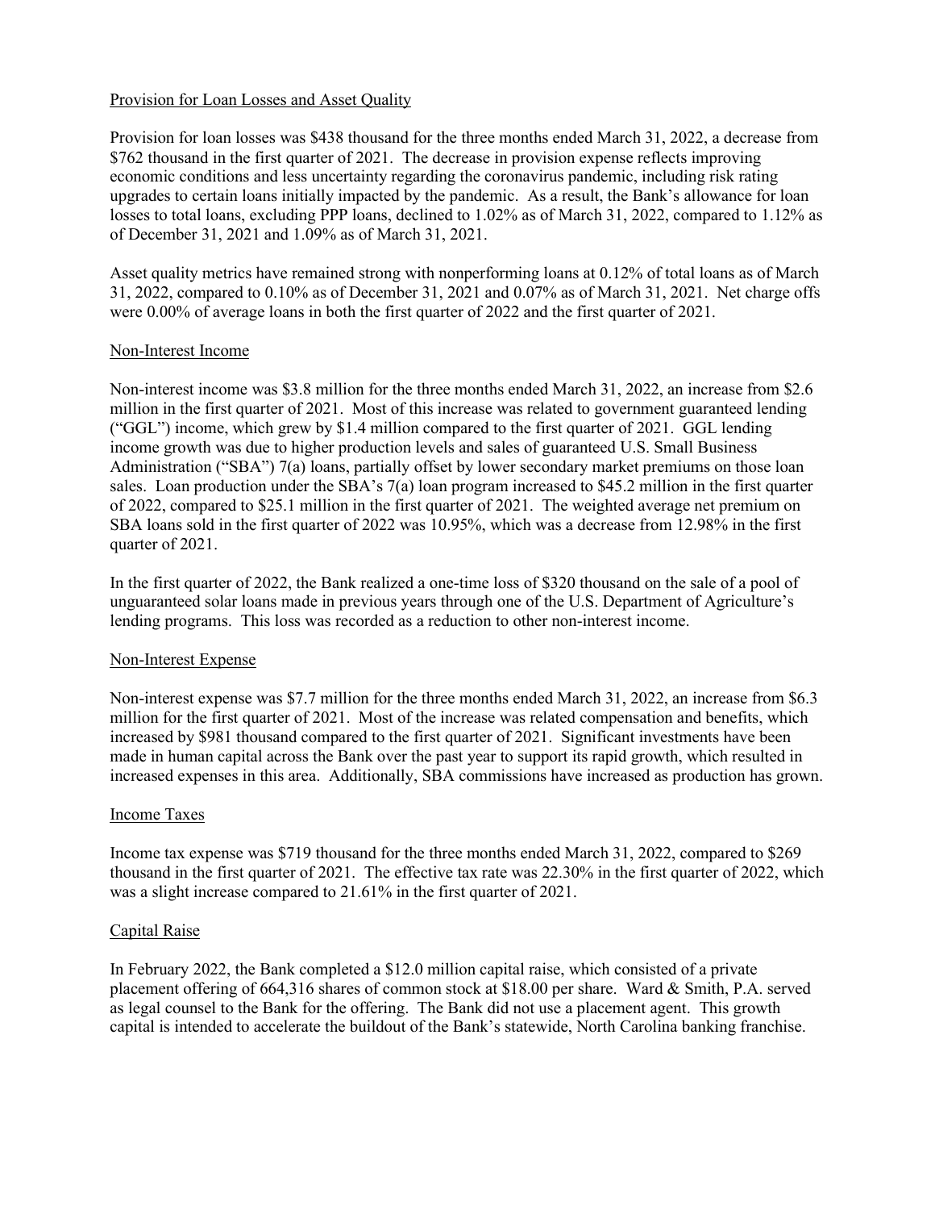## Provision for Loan Losses and Asset Quality

Provision for loan losses was $438 thousand for the three months ended March 31, 2022, a decrease from $762 thousand in the first quarter of 2021. The decrease in provision expense reflects improving economic conditions and less uncertainty regarding the coronavirus pandemic, including risk rating upgrades to certain loans initially impacted by the pandemic. As a result, the Bank's allowance for loan losses to total loans, excluding PPP loans, declined to 1.02% as of March 31, 2022, compared to 1.12% as of December 31, 2021 and 1.09% as of March 31, 2021.

Asset quality metrics have remained strong with nonperforming loans at 0.12% of total loans as of March 31, 2022, compared to 0.10% as of December 31, 2021 and 0.07% as of March 31, 2021. Net charge offs were 0.00% of average loans in both the first quarter of 2022 and the first quarter of 2021.

## Non-Interest Income

Non-interest income was $3.8 million for the three months ended March 31, 2022, an increase from $2.6 million in the first quarter of 2021. Most of this increase was related to government guaranteed lending ("GGL") income, which grew by $1.4 million compared to the first quarter of 2021. GGL lending income growth was due to higher production levels and sales of guaranteed U.S. Small Business Administration ("SBA") 7(a) loans, partially offset by lower secondary market premiums on those loan sales. Loan production under the SBA's 7(a) loan program increased to $45.2 million in the first quarter of 2022, compared to $25.1 million in the first quarter of 2021. The weighted average net premium on SBA loans sold in the first quarter of 2022 was 10.95%, which was a decrease from 12.98% in the first quarter of 2021.

In the first quarter of 2022, the Bank realized a one-time loss of $320 thousand on the sale of a pool of unguaranteed solar loans made in previous years through one of the U.S. Department of Agriculture's lending programs. This loss was recorded as a reduction to other non-interest income.

## Non-Interest Expense

Non-interest expense was $7.7 million for the three months ended March 31, 2022, an increase from $6.3 million for the first quarter of 2021. Most of the increase was related compensation and benefits, which increased by $981 thousand compared to the first quarter of 2021. Significant investments have been made in human capital across the Bank over the past year to support its rapid growth, which resulted in increased expenses in this area. Additionally, SBA commissions have increased as production has grown.

## Income Taxes

Income tax expense was $719 thousand for the three months ended March 31, 2022, compared to $269 thousand in the first quarter of 2021. The effective tax rate was 22.30% in the first quarter of 2022, which was a slight increase compared to 21.61% in the first quarter of 2021.

## Capital Raise

In February 2022, the Bank completed a $12.0 million capital raise, which consisted of a private placement offering of 664,316 shares of common stock at $18.00 per share. Ward & Smith, P.A. served as legal counsel to the Bank for the offering. The Bank did not use a placement agent. This growth capital is intended to accelerate the buildout of the Bank's statewide, North Carolina banking franchise.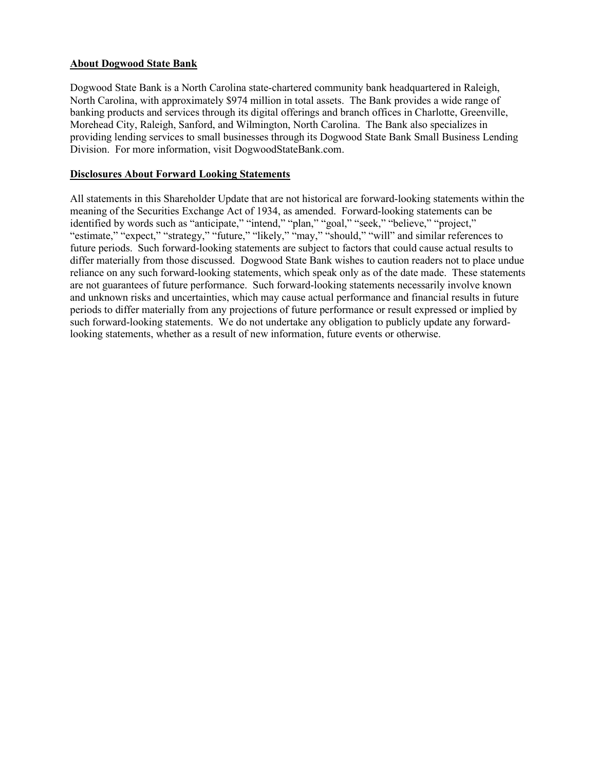**About Dogwood State Bank**

Dogwood State Bank is a North Carolina state-chartered community bank headquartered in Raleigh, North Carolina, with approximately $974 million in total assets. The Bank provides a wide range of banking products and services through its digital offerings and branch offices in Charlotte, Greenville, Morehead City, Raleigh, Sanford, and Wilmington, North Carolina. The Bank also specializes in providing lending services to small businesses through its Dogwood State Bank Small Business Lending Division. For more information, visit DogwoodStateBank.com.

**Disclosures About Forward Looking Statements**

All statements in this Shareholder Update that are not historical are forward-looking statements within the meaning of the Securities Exchange Act of 1934, as amended. Forward-looking statements can be identified by words such as "anticipate," "intend," "plan," "goal," "seek," "believe," "project," "estimate," "expect," "strategy," "future," "likely," "may," "should," "will" and similar references to future periods. Such forward-looking statements are subject to factors that could cause actual results to differ materially from those discussed. Dogwood State Bank wishes to caution readers not to place undue reliance on any such forward-looking statements, which speak only as of the date made. These statements are not guarantees of future performance. Such forward-looking statements necessarily involve known and unknown risks and uncertainties, which may cause actual performance and financial results in future periods to differ materially from any projections of future performance or result expressed or implied by such forward-looking statements. We do not undertake any obligation to publicly update any forward-looking statements, whether as a result of new information, future events or otherwise.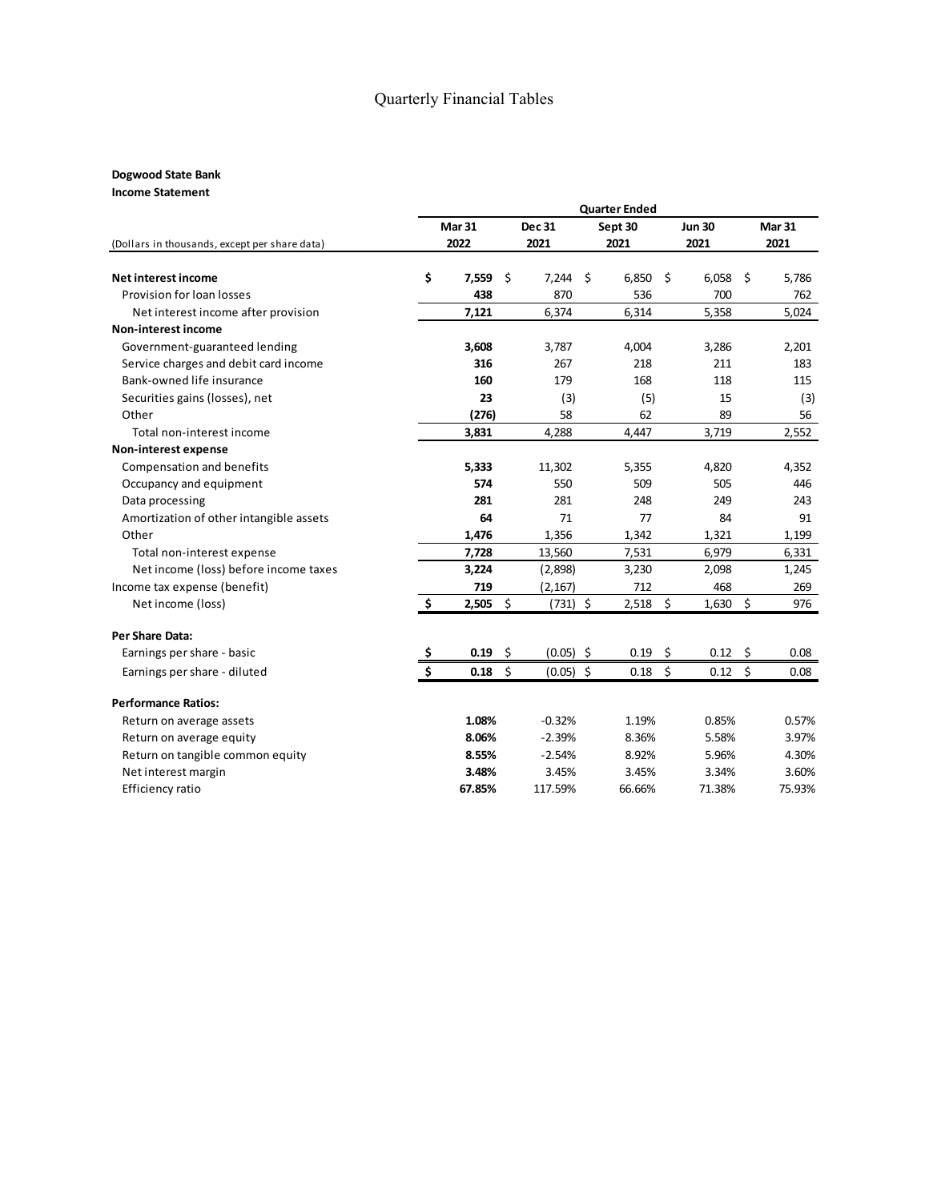# Quarterly Financial Tables

**Dogwood State Bank**
**Income Statement**

| (Dollars in thousands, except per share data) | Quarter Ended Mar 31 2022 | Dec 31 2021 | Sept 30 2021 | Jun 30 2021 | Mar 31 2021 |
|---|---|---|---|---|---|
| **Net interest income** | **$ 7,559** | $ 7,244 | $ 6,850 | $ 6,058 | $ 5,786 |
| Provision for loan losses | **438** | 870 | 536 | 700 | 762 |
| Net interest income after provision | **7,121** | 6,374 | 6,314 | 5,358 | 5,024 |
| **Non-interest income** | | | | | |
| Government-guaranteed lending | **3,608** | 3,787 | 4,004 | 3,286 | 2,201 |
| Service charges and debit card income | **316** | 267 | 218 | 211 | 183 |
| Bank-owned life insurance | **160** | 179 | 168 | 118 | 115 |
| Securities gains (losses), net | **23** | (3) | (5) | 15 | (3) |
| Other | **(276)** | 58 | 62 | 89 | 56 |
| Total non-interest income | **3,831** | 4,288 | 4,447 | 3,719 | 2,552 |
| **Non-interest expense** | | | | | |
| Compensation and benefits | **5,333** | 11,302 | 5,355 | 4,820 | 4,352 |
| Occupancy and equipment | **574** | 550 | 509 | 505 | 446 |
| Data processing | **281** | 281 | 248 | 249 | 243 |
| Amortization of other intangible assets | **64** | 71 | 77 | 84 | 91 |
| Other | **1,476** | 1,356 | 1,342 | 1,321 | 1,199 |
| Total non-interest expense | **7,728** | 13,560 | 7,531 | 6,979 | 6,331 |
| Net income (loss) before income taxes | **3,224** | (2,898) | 3,230 | 2,098 | 1,245 |
| Income tax expense (benefit) | **719** | (2,167) | 712 | 468 | 269 |
| Net income (loss) | **$ 2,505** | $ (731) | $ 2,518 | $ 1,630 | $ 976 |
| | | | | | |
| **Per Share Data:** | | | | | |
| Earnings per share - basic | **$ 0.19** | $ (0.05) | $ 0.19 | $ 0.12 | $ 0.08 |
| Earnings per share - diluted | **$ 0.18** | $ (0.05) | $ 0.18 | $ 0.12 | $ 0.08 |
| | | | | | |
| **Performance Ratios:** | | | | | |
| Return on average assets | **1.08%** | -0.32% | 1.19% | 0.85% | 0.57% |
| Return on average equity | **8.06%** | -2.39% | 8.36% | 5.58% | 3.97% |
| Return on tangible common equity | **8.55%** | -2.54% | 8.92% | 5.96% | 4.30% |
| Net interest margin | **3.48%** | 3.45% | 3.45% | 3.34% | 3.60% |
| Efficiency ratio | **67.85%** | 117.59% | 66.66% | 71.38% | 75.93% |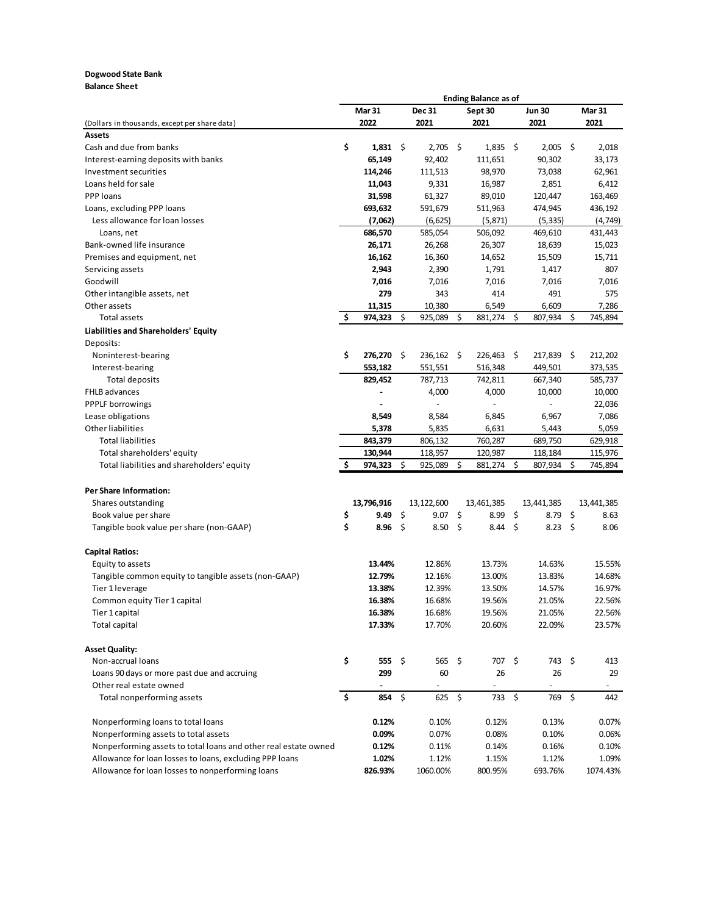**Dogwood State Bank**
**Balance Sheet**

| (Dollars in thousands, except per share data) | Mar 31 2022 | Dec 31 2021 | Sept 30 2021 | Jun 30 2021 | Mar 31 2021 |
|---|---|---|---|---|---|
| | **Ending Balance as of** | | | | |
| **Assets** | | | | | |
| Cash and due from banks | $ **1,831** | $ 2,705 | $ 1,835 | $ 2,005 | $ 2,018 |
| Interest-earning deposits with banks | **65,149** | 92,402 | 111,651 | 90,302 | 33,173 |
| Investment securities | **114,246** | 111,513 | 98,970 | 73,038 | 62,961 |
| Loans held for sale | **11,043** | 9,331 | 16,987 | 2,851 | 6,412 |
| PPP loans | **31,598** | 61,327 | 89,010 | 120,447 | 163,469 |
| Loans, excluding PPP loans | **693,632** | 591,679 | 511,963 | 474,945 | 436,192 |
| Less allowance for loan losses | **(7,062)** | (6,625) | (5,871) | (5,335) | (4,749) |
| Loans, net | **686,570** | 585,054 | 506,092 | 469,610 | 431,443 |
| Bank-owned life insurance | **26,171** | 26,268 | 26,307 | 18,639 | 15,023 |
| Premises and equipment, net | **16,162** | 16,360 | 14,652 | 15,509 | 15,711 |
| Servicing assets | **2,943** | 2,390 | 1,791 | 1,417 | 807 |
| Goodwill | **7,016** | 7,016 | 7,016 | 7,016 | 7,016 |
| Other intangible assets, net | **279** | 343 | 414 | 491 | 575 |
| Other assets | **11,315** | 10,380 | 6,549 | 6,609 | 7,286 |
| Total assets | $ **974,323** | $ 925,089 | $ 881,274 | $ 807,934 | $ 745,894 |
| **Liabilities and Shareholders' Equity** | | | | | |
| Deposits: | | | | | |
| Noninterest-bearing | $ **276,270** | $ 236,162 | $ 226,463 | $ 217,839 | $ 212,202 |
| Interest-bearing | **553,182** | 551,551 | 516,348 | 449,501 | 373,535 |
| Total deposits | **829,452** | 787,713 | 742,811 | 667,340 | 585,737 |
| FHLB advances | **-** | 4,000 | 4,000 | 10,000 | 10,000 |
| PPPLF borrowings | **-** | - | - | - | 22,036 |
| Lease obligations | **8,549** | 8,584 | 6,845 | 6,967 | 7,086 |
| Other liabilities | **5,378** | 5,835 | 6,631 | 5,443 | 5,059 |
| Total liabilities | **843,379** | 806,132 | 760,287 | 689,750 | 629,918 |
| Total shareholders' equity | **130,944** | 118,957 | 120,987 | 118,184 | 115,976 |
| Total liabilities and shareholders' equity | $ **974,323** | $ 925,089 | $ 881,274 | $ 807,934 | $ 745,894 |
| | | | | | |
| **Per Share Information:** | | | | | |
| Shares outstanding | **13,796,916** | 13,122,600 | 13,461,385 | 13,441,385 | 13,441,385 |
| Book value per share | $ **9.49** | $ 9.07 | $ 8.99 | $ 8.79 | $ 8.63 |
| Tangible book value per share (non-GAAP) | $ **8.96** | $ 8.50 | $ 8.44 | $ 8.23 | $ 8.06 |
| | | | | | |
| **Capital Ratios:** | | | | | |
| Equity to assets | **13.44%** | 12.86% | 13.73% | 14.63% | 15.55% |
| Tangible common equity to tangible assets (non-GAAP) | **12.79%** | 12.16% | 13.00% | 13.83% | 14.68% |
| Tier 1 leverage | **13.38%** | 12.39% | 13.50% | 14.57% | 16.97% |
| Common equity Tier 1 capital | **16.38%** | 16.68% | 19.56% | 21.05% | 22.56% |
| Tier 1 capital | **16.38%** | 16.68% | 19.56% | 21.05% | 22.56% |
| Total capital | **17.33%** | 17.70% | 20.60% | 22.09% | 23.57% |
| | | | | | |
| **Asset Quality:** | | | | | |
| Non-accrual loans | $ **555** | $ 565 | $ 707 | $ 743 | $ 413 |
| Loans 90 days or more past due and accruing | **299** | 60 | 26 | 26 | 29 |
| Other real estate owned | **-** | - | - | - | - |
| Total nonperforming assets | $ **854** | $ 625 | $ 733 | $ 769 | $ 442 |
| | | | | | |
| Nonperforming loans to total loans | **0.12%** | 0.10% | 0.12% | 0.13% | 0.07% |
| Nonperforming assets to total assets | **0.09%** | 0.07% | 0.08% | 0.10% | 0.06% |
| Nonperforming assets to total loans and other real estate owned | **0.12%** | 0.11% | 0.14% | 0.16% | 0.10% |
| Allowance for loan losses to loans, excluding PPP loans | **1.02%** | 1.12% | 1.15% | 1.12% | 1.09% |
| Allowance for loan losses to nonperforming loans | **826.93%** | 1060.00% | 800.95% | 693.76% | 1074.43% |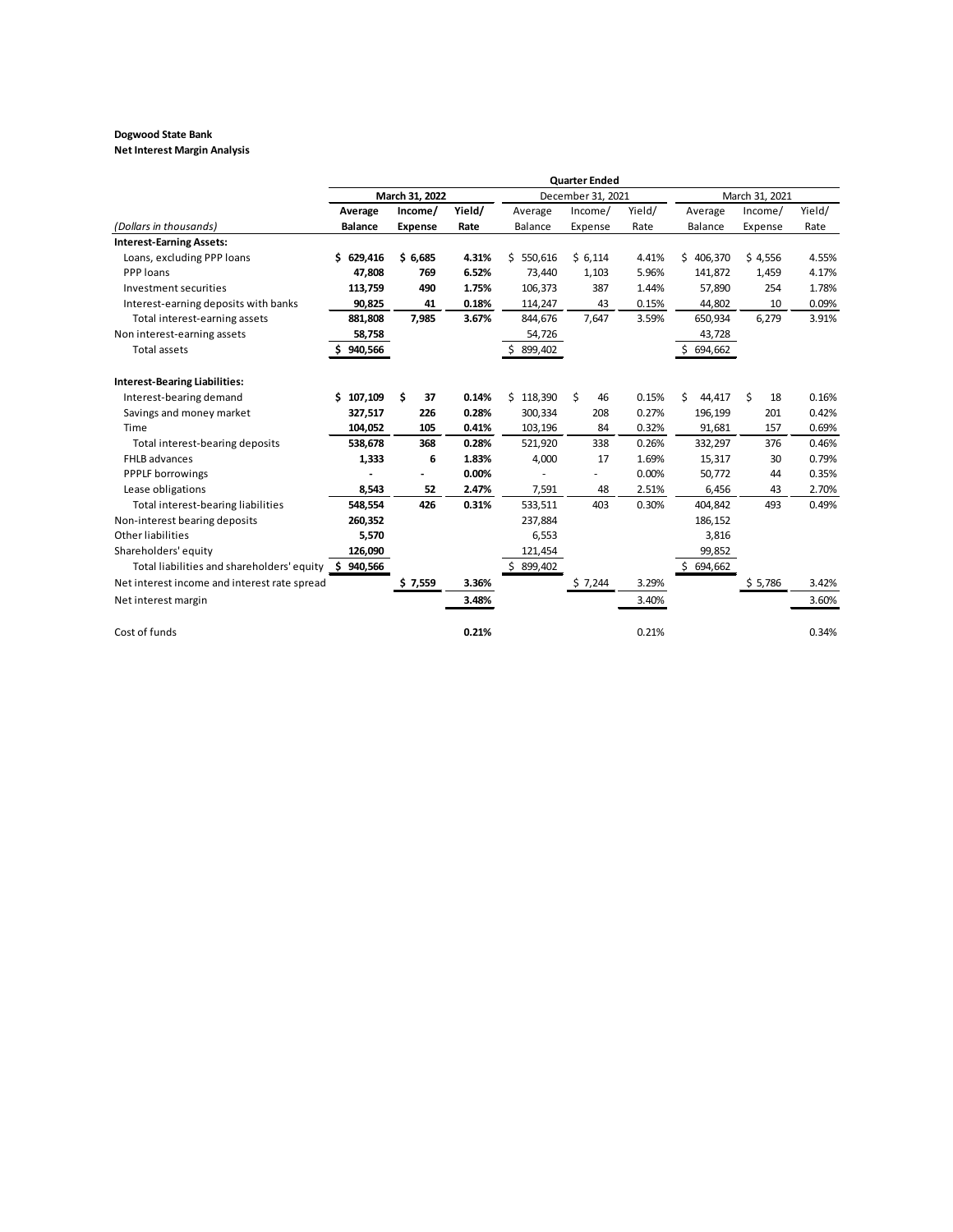**Dogwood State Bank**
**Net Interest Margin Analysis**

| | Quarter Ended | | | | | | | | |
|---|---|---|---|---|---|---|---|---|---|
| | March 31, 2022 | | | December 31, 2021 | | | March 31, 2021 | | |
| *(Dollars in thousands)* | **Average Balance** | **Income/ Expense** | **Yield/ Rate** | Average Balance | Income/ Expense | Yield/ Rate | Average Balance | Income/ Expense | Yield/ Rate |
| **Interest-Earning Assets:** | | | | | | | | | |
| Loans, excluding PPP loans | **$ 629,416** | **$ 6,685** | **4.31%** | $ 550,616 | $ 6,114 | 4.41% | $ 406,370 | $ 4,556 | 4.55% |
| PPP loans | **47,808** | **769** | **6.52%** | 73,440 | 1,103 | 5.96% | 141,872 | 1,459 | 4.17% |
| Investment securities | **113,759** | **490** | **1.75%** | 106,373 | 387 | 1.44% | 57,890 | 254 | 1.78% |
| Interest-earning deposits with banks | **90,825** | **41** | **0.18%** | 114,247 | 43 | 0.15% | 44,802 | 10 | 0.09% |
| Total interest-earning assets | **881,808** | **7,985** | **3.67%** | 844,676 | 7,647 | 3.59% | 650,934 | 6,279 | 3.91% |
| Non interest-earning assets | **58,758** | | | 54,726 | | | 43,728 | | |
| Total assets | **$ 940,566** | | | $ 899,402 | | | $ 694,662 | | |
| | | | | | | | | | |
| **Interest-Bearing Liabilities:** | | | | | | | | | |
| Interest-bearing demand | **$ 107,109** | **$ 37** | **0.14%** | $ 118,390 | $ 46 | 0.15% | $ 44,417 | $ 18 | 0.16% |
| Savings and money market | **327,517** | **226** | **0.28%** | 300,334 | 208 | 0.27% | 196,199 | 201 | 0.42% |
| Time | **104,052** | **105** | **0.41%** | 103,196 | 84 | 0.32% | 91,681 | 157 | 0.69% |
| Total interest-bearing deposits | **538,678** | **368** | **0.28%** | 521,920 | 338 | 0.26% | 332,297 | 376 | 0.46% |
| FHLB advances | **1,333** | **6** | **1.83%** | 4,000 | 17 | 1.69% | 15,317 | 30 | 0.79% |
| PPPLF borrowings | **-** | **-** | **0.00%** | - | - | 0.00% | 50,772 | 44 | 0.35% |
| Lease obligations | **8,543** | **52** | **2.47%** | 7,591 | 48 | 2.51% | 6,456 | 43 | 2.70% |
| Total interest-bearing liabilities | **548,554** | **426** | **0.31%** | 533,511 | 403 | 0.30% | 404,842 | 493 | 0.49% |
| Non-interest bearing deposits | **260,352** | | | 237,884 | | | 186,152 | | |
| Other liabilities | **5,570** | | | 6,553 | | | 3,816 | | |
| Shareholders' equity | **126,090** | | | 121,454 | | | 99,852 | | |
| Total liabilities and shareholders' equity | **$ 940,566** | | | $ 899,402 | | | $ 694,662 | | |
| Net interest income and interest rate spread | | **$ 7,559** | **3.36%** | | $ 7,244 | 3.29% | | $ 5,786 | 3.42% |
| Net interest margin | | | **3.48%** | | | 3.40% | | | 3.60% |
| | | | | | | | | | |
| Cost of funds | | | **0.21%** | | | 0.21% | | | 0.34% |